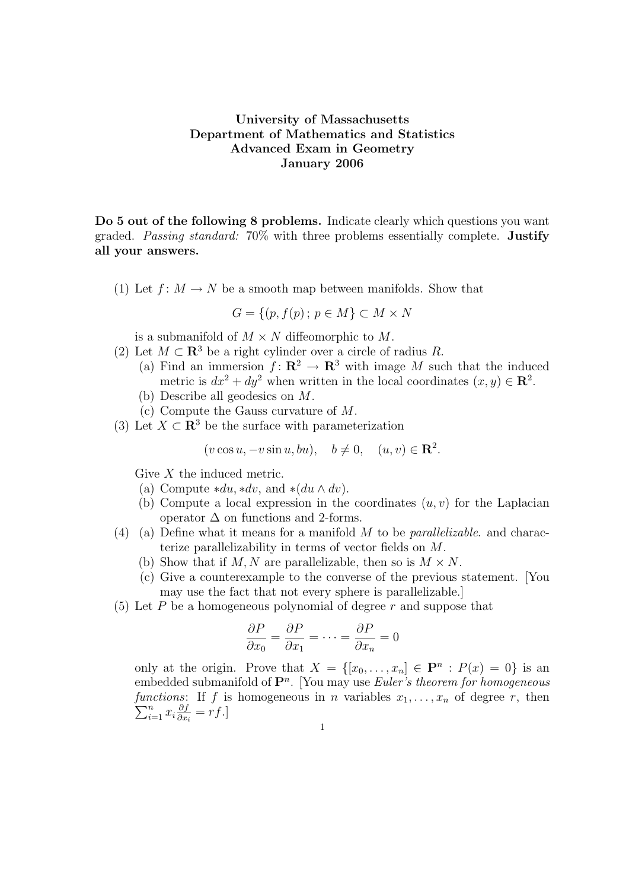# University of Massachusetts
## Department of Mathematics and Statistics
## Advanced Exam in Geometry
## January 2006

**Do 5 out of the following 8 problems.** Indicate clearly which questions you want graded. *Passing standard:* 70% with three problems essentially complete. **Justify all your answers.**

(1) Let $f\colon M \to N$ be a smooth map between manifolds. Show that

$$G = \{(p, f(p)\,;\, p \in M\} \subset M \times N$$

is a submanifold of $M \times N$ diffeomorphic to $M$.

(2) Let $M \subset \mathbf{R}^3$ be a right cylinder over a circle of radius $R$.

  (a) Find an immersion $f\colon \mathbf{R}^2 \to \mathbf{R}^3$ with image $M$ such that the induced metric is $dx^2 + dy^2$ when written in the local coordinates $(x, y) \in \mathbf{R}^2$.

  (b) Describe all geodesics on $M$.

  (c) Compute the Gauss curvature of $M$.

(3) Let $X \subset \mathbf{R}^3$ be the surface with parameterization

$$(v \cos u, -v \sin u, bu), \quad b \neq 0, \quad (u, v) \in \mathbf{R}^2.$$

Give $X$ the induced metric.

  (a) Compute $*du, *dv$, and $*(du \wedge dv)$.

  (b) Compute a local expression in the coordinates $(u, v)$ for the Laplacian operator $\Delta$ on functions and 2-forms.

(4) (a) Define what it means for a manifold $M$ to be *parallelizable*. and characterize parallelizability in terms of vector fields on $M$.

  (b) Show that if $M, N$ are parallelizable, then so is $M \times N$.

  (c) Give a counterexample to the converse of the previous statement. [You may use the fact that not every sphere is parallelizable.]

(5) Let $P$ be a homogeneous polynomial of degree $r$ and suppose that

$$\frac{\partial P}{\partial x_0} = \frac{\partial P}{\partial x_1} = \cdots = \frac{\partial P}{\partial x_n} = 0$$

only at the origin. Prove that $X = \{[x_0, \ldots, x_n] \in \mathbf{P}^n : P(x) = 0\}$ is an embedded submanifold of $\mathbf{P}^n$. [You may use *Euler's theorem for homogeneous functions*: If $f$ is homogeneous in $n$ variables $x_1, \ldots, x_n$ of degree $r$, then $\sum_{i=1}^n x_i \frac{\partial f}{\partial x_i} = rf$.]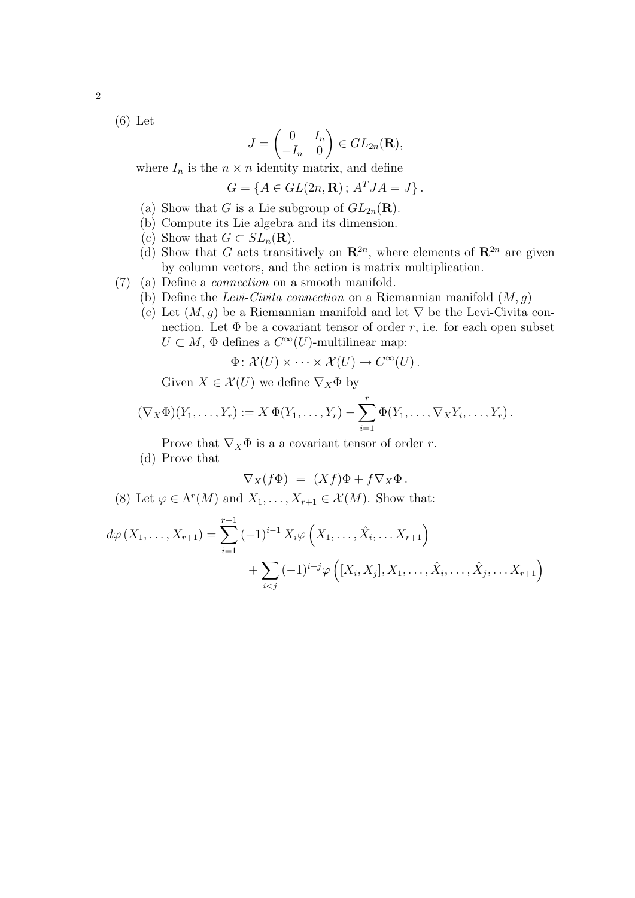(6) Let

$$J = \begin{pmatrix} 0 & I_n \\ -I_n & 0 \end{pmatrix} \in GL_{2n}(\mathbf{R}),$$

where $I_n$ is the $n \times n$ identity matrix, and define

$$G = \{A \in GL(2n, \mathbf{R})\,;\, A^T J A = J\}\,.$$

   (a) Show that $G$ is a Lie subgroup of $GL_{2n}(\mathbf{R})$.
   (b) Compute its Lie algebra and its dimension.
   (c) Show that $G \subset SL_n(\mathbf{R})$.
   (d) Show that $G$ acts transitively on $\mathbf{R}^{2n}$, where elements of $\mathbf{R}^{2n}$ are given by column vectors, and the action is matrix multiplication.

(7) (a) Define a *connection* on a smooth manifold.
   (b) Define the *Levi-Civita connection* on a Riemannian manifold $(M, g)$
   (c) Let $(M, g)$ be a Riemannian manifold and let $\nabla$ be the Levi-Civita connection. Let $\Phi$ be a covariant tensor of order $r$, i.e. for each open subset $U \subset M$, $\Phi$ defines a $C^\infty(U)$-multilinear map:

$$\Phi \colon \mathcal{X}(U) \times \cdots \times \mathcal{X}(U) \to C^\infty(U)\,.$$

   Given $X \in \mathcal{X}(U)$ we define $\nabla_X \Phi$ by

$$(\nabla_X \Phi)(Y_1, \ldots, Y_r) := X\,\Phi(Y_1, \ldots, Y_r) - \sum_{i=1}^{r} \Phi(Y_1, \ldots, \nabla_X Y_i, \ldots, Y_r)\,.$$

   Prove that $\nabla_X \Phi$ is a a covariant tensor of order $r$.
   (d) Prove that

$$\nabla_X (f\Phi) \;=\; (Xf)\Phi + f \nabla_X \Phi\,.$$

(8) Let $\varphi \in \Lambda^r(M)$ and $X_1, \ldots, X_{r+1} \in \mathcal{X}(M)$. Show that:

$$d\varphi\,(X_1, \ldots, X_{r+1}) = \sum_{i=1}^{r+1} (-1)^{i-1} X_i \varphi\left(X_1, \ldots, \hat{X}_i, \ldots X_{r+1}\right) + \sum_{i<j} (-1)^{i+j} \varphi\left([X_i, X_j], X_1, \ldots, \hat{X}_i, \ldots, \hat{X}_j, \ldots X_{r+1}\right)$$